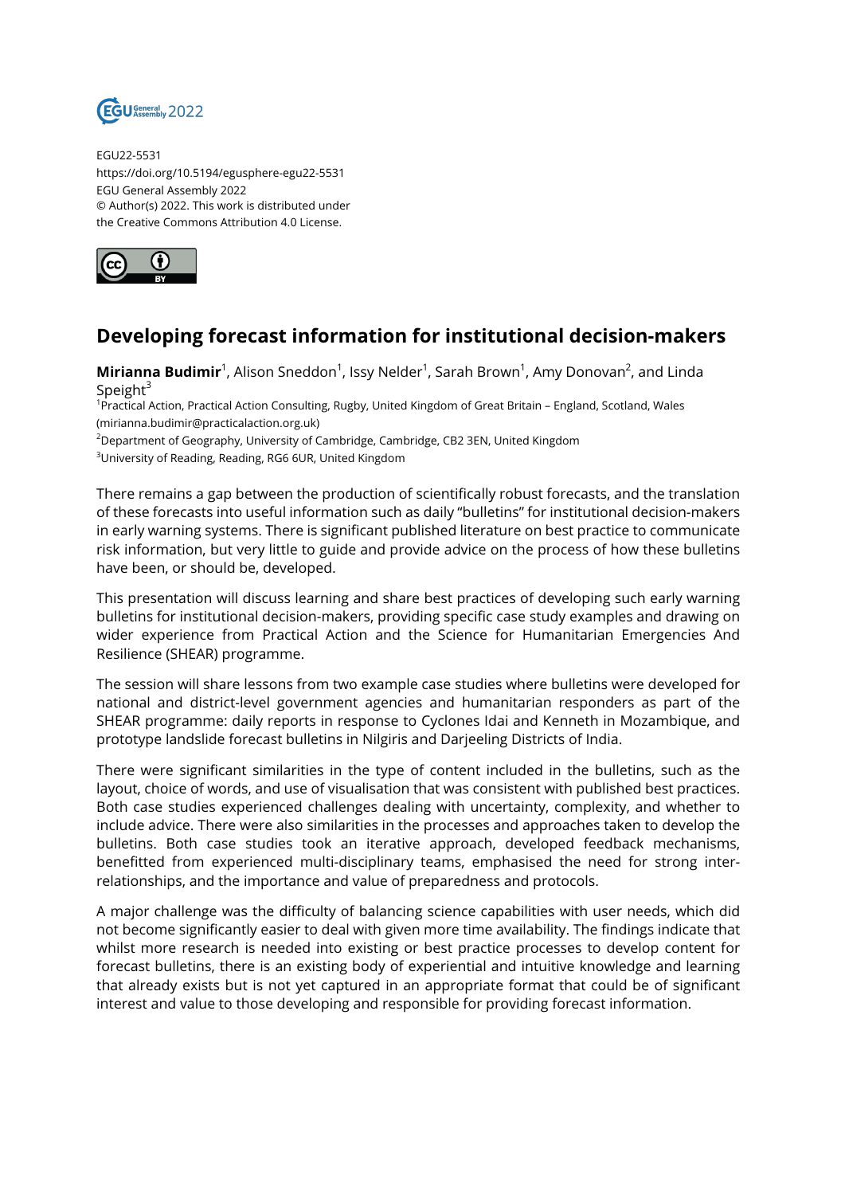EGU22-5531
https://doi.org/10.5194/egusphere-egu22-5531
EGU General Assembly 2022
© Author(s) 2022. This work is distributed under
the Creative Commons Attribution 4.0 License.

# Developing forecast information for institutional decision-makers

**Mirianna Budimir**[1], Alison Sneddon[1], Issy Nelder[1], Sarah Brown[1], Amy Donovan[2], and Linda Speight[3]

[1]Practical Action, Practical Action Consulting, Rugby, United Kingdom of Great Britain – England, Scotland, Wales (mirianna.budimir@practicalaction.org.uk)
[2]Department of Geography, University of Cambridge, Cambridge, CB2 3EN, United Kingdom
[3]University of Reading, Reading, RG6 6UR, United Kingdom

There remains a gap between the production of scientifically robust forecasts, and the translation of these forecasts into useful information such as daily "bulletins" for institutional decision-makers in early warning systems. There is significant published literature on best practice to communicate risk information, but very little to guide and provide advice on the process of how these bulletins have been, or should be, developed.

This presentation will discuss learning and share best practices of developing such early warning bulletins for institutional decision-makers, providing specific case study examples and drawing on wider experience from Practical Action and the Science for Humanitarian Emergencies And Resilience (SHEAR) programme.

The session will share lessons from two example case studies where bulletins were developed for national and district-level government agencies and humanitarian responders as part of the SHEAR programme: daily reports in response to Cyclones Idai and Kenneth in Mozambique, and prototype landslide forecast bulletins in Nilgiris and Darjeeling Districts of India.

There were significant similarities in the type of content included in the bulletins, such as the layout, choice of words, and use of visualisation that was consistent with published best practices. Both case studies experienced challenges dealing with uncertainty, complexity, and whether to include advice. There were also similarities in the processes and approaches taken to develop the bulletins. Both case studies took an iterative approach, developed feedback mechanisms, benefitted from experienced multi-disciplinary teams, emphasised the need for strong inter-relationships, and the importance and value of preparedness and protocols.

A major challenge was the difficulty of balancing science capabilities with user needs, which did not become significantly easier to deal with given more time availability. The findings indicate that whilst more research is needed into existing or best practice processes to develop content for forecast bulletins, there is an existing body of experiential and intuitive knowledge and learning that already exists but is not yet captured in an appropriate format that could be of significant interest and value to those developing and responsible for providing forecast information.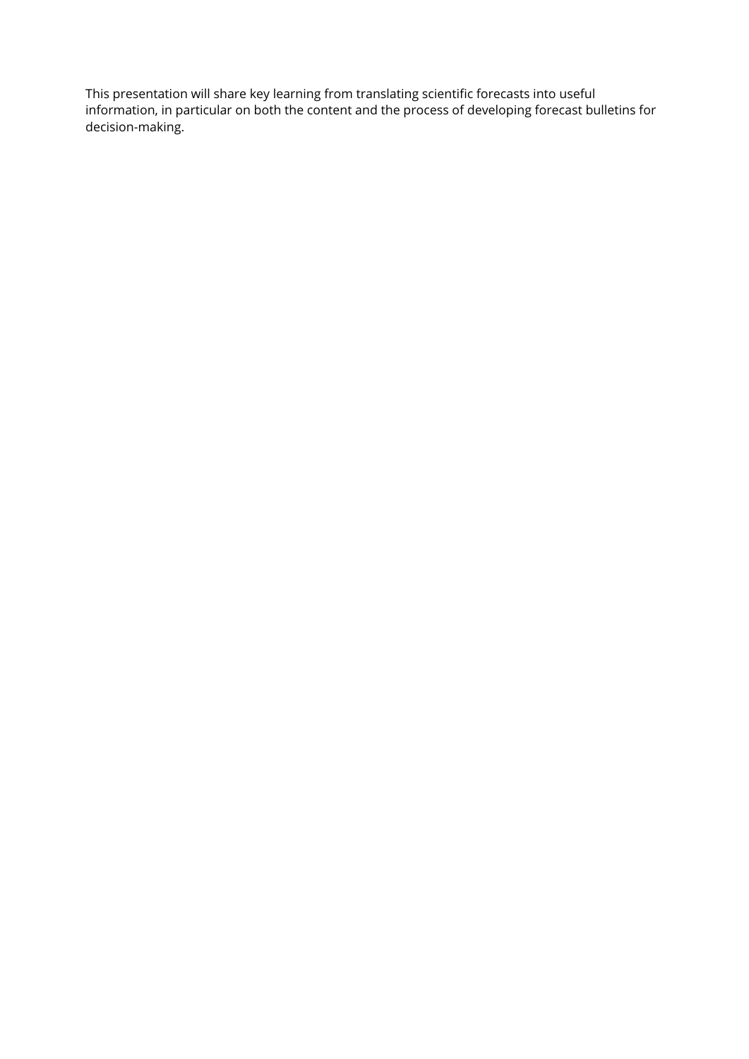This presentation will share key learning from translating scientific forecasts into useful information, in particular on both the content and the process of developing forecast bulletins for decision-making.